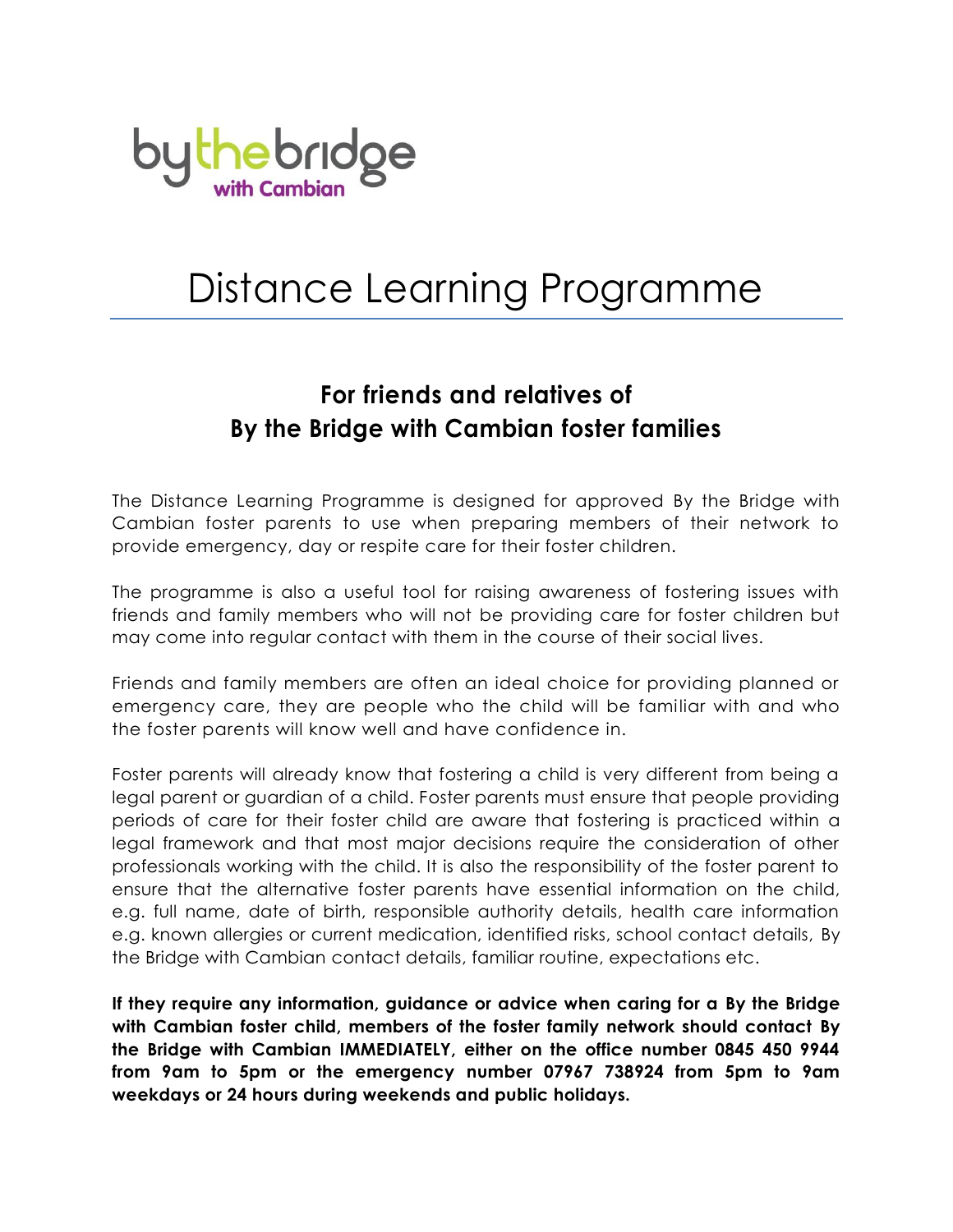bythebridge
with Cambian

# Distance Learning Programme

## For friends and relatives of By the Bridge with Cambian foster families

The Distance Learning Programme is designed for approved By the Bridge with Cambian foster parents to use when preparing members of their network to provide emergency, day or respite care for their foster children.

The programme is also a useful tool for raising awareness of fostering issues with friends and family members who will not be providing care for foster children but may come into regular contact with them in the course of their social lives.

Friends and family members are often an ideal choice for providing planned or emergency care, they are people who the child will be familiar with and who the foster parents will know well and have confidence in.

Foster parents will already know that fostering a child is very different from being a legal parent or guardian of a child. Foster parents must ensure that people providing periods of care for their foster child are aware that fostering is practiced within a legal framework and that most major decisions require the consideration of other professionals working with the child. It is also the responsibility of the foster parent to ensure that the alternative foster parents have essential information on the child, e.g. full name, date of birth, responsible authority details, health care information e.g. known allergies or current medication, identified risks, school contact details, By the Bridge with Cambian contact details, familiar routine, expectations etc.

**If they require any information, guidance or advice when caring for a By the Bridge with Cambian foster child, members of the foster family network should contact By the Bridge with Cambian IMMEDIATELY, either on the office number 0845 450 9944 from 9am to 5pm or the emergency number 07967 738924 from 5pm to 9am weekdays or 24 hours during weekends and public holidays.**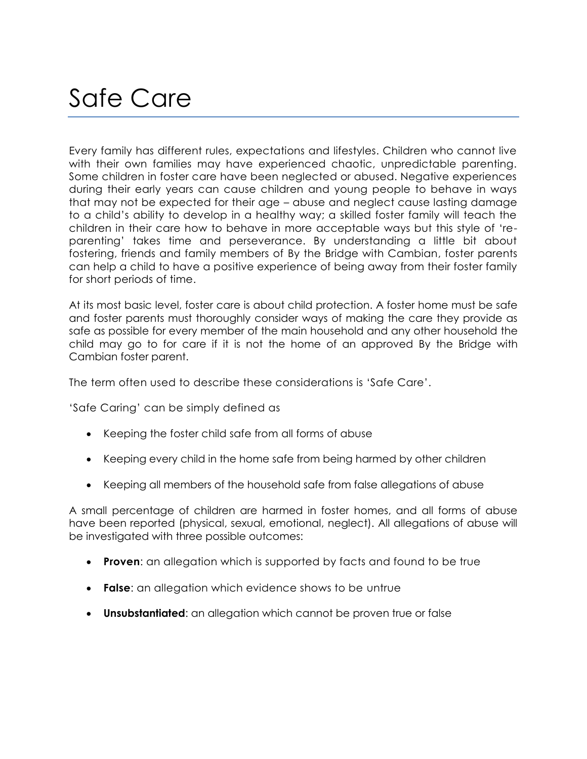# Safe Care

Every family has different rules, expectations and lifestyles. Children who cannot live with their own families may have experienced chaotic, unpredictable parenting. Some children in foster care have been neglected or abused. Negative experiences during their early years can cause children and young people to behave in ways that may not be expected for their age – abuse and neglect cause lasting damage to a child's ability to develop in a healthy way; a skilled foster family will teach the children in their care how to behave in more acceptable ways but this style of 're-parenting' takes time and perseverance. By understanding a little bit about fostering, friends and family members of By the Bridge with Cambian, foster parents can help a child to have a positive experience of being away from their foster family for short periods of time.

At its most basic level, foster care is about child protection. A foster home must be safe and foster parents must thoroughly consider ways of making the care they provide as safe as possible for every member of the main household and any other household the child may go to for care if it is not the home of an approved By the Bridge with Cambian foster parent.

The term often used to describe these considerations is 'Safe Care'.

'Safe Caring' can be simply defined as

- Keeping the foster child safe from all forms of abuse
- Keeping every child in the home safe from being harmed by other children
- Keeping all members of the household safe from false allegations of abuse

A small percentage of children are harmed in foster homes, and all forms of abuse have been reported (physical, sexual, emotional, neglect). All allegations of abuse will be investigated with three possible outcomes:

- **Proven**: an allegation which is supported by facts and found to be true
- **False**: an allegation which evidence shows to be untrue
- **Unsubstantiated**: an allegation which cannot be proven true or false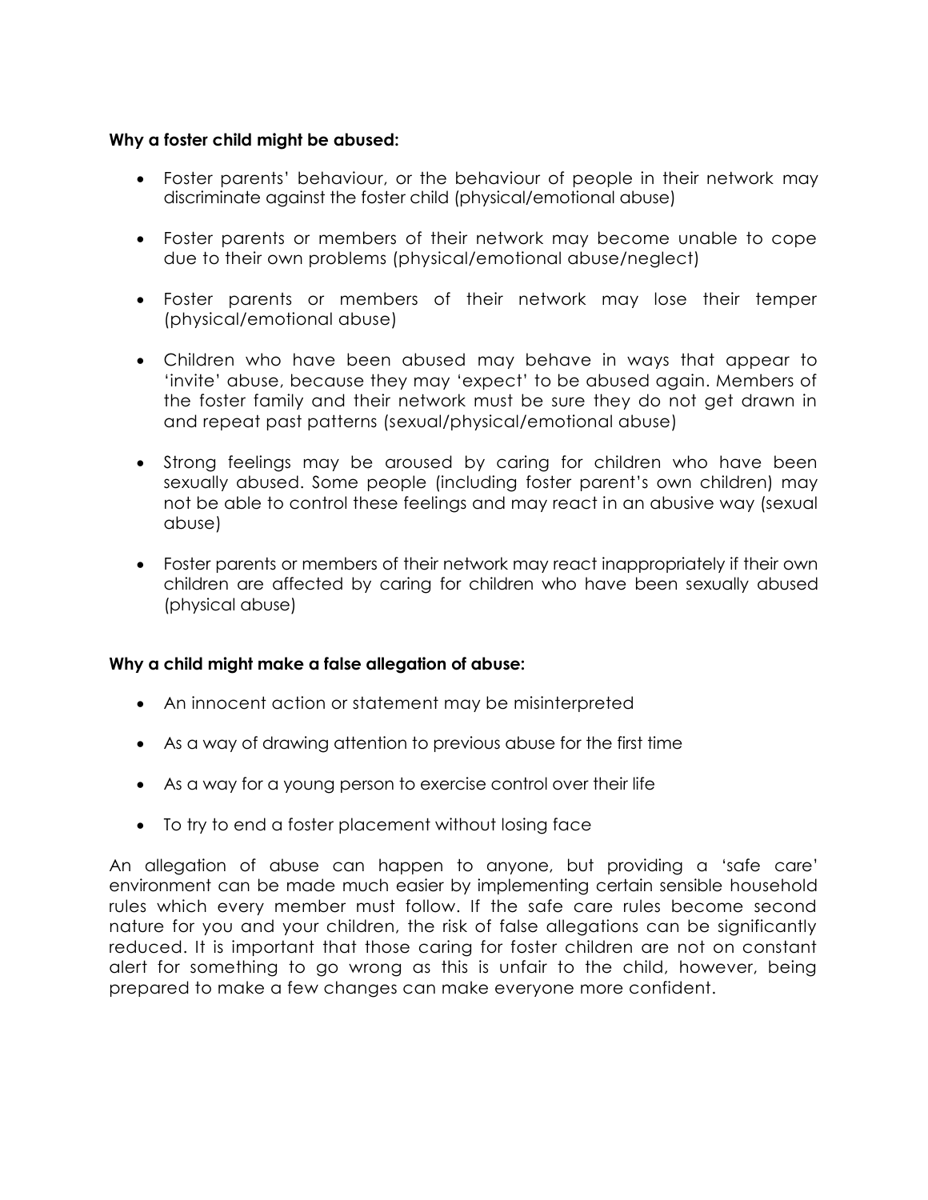**Why a foster child might be abused:**

- Foster parents' behaviour, or the behaviour of people in their network may discriminate against the foster child (physical/emotional abuse)
- Foster parents or members of their network may become unable to cope due to their own problems (physical/emotional abuse/neglect)
- Foster parents or members of their network may lose their temper (physical/emotional abuse)
- Children who have been abused may behave in ways that appear to 'invite' abuse, because they may 'expect' to be abused again. Members of the foster family and their network must be sure they do not get drawn in and repeat past patterns (sexual/physical/emotional abuse)
- Strong feelings may be aroused by caring for children who have been sexually abused. Some people (including foster parent's own children) may not be able to control these feelings and may react in an abusive way (sexual abuse)
- Foster parents or members of their network may react inappropriately if their own children are affected by caring for children who have been sexually abused (physical abuse)

**Why a child might make a false allegation of abuse:**

- An innocent action or statement may be misinterpreted
- As a way of drawing attention to previous abuse for the first time
- As a way for a young person to exercise control over their life
- To try to end a foster placement without losing face

An allegation of abuse can happen to anyone, but providing a 'safe care' environment can be made much easier by implementing certain sensible household rules which every member must follow. If the safe care rules become second nature for you and your children, the risk of false allegations can be significantly reduced. It is important that those caring for foster children are not on constant alert for something to go wrong as this is unfair to the child, however, being prepared to make a few changes can make everyone more confident.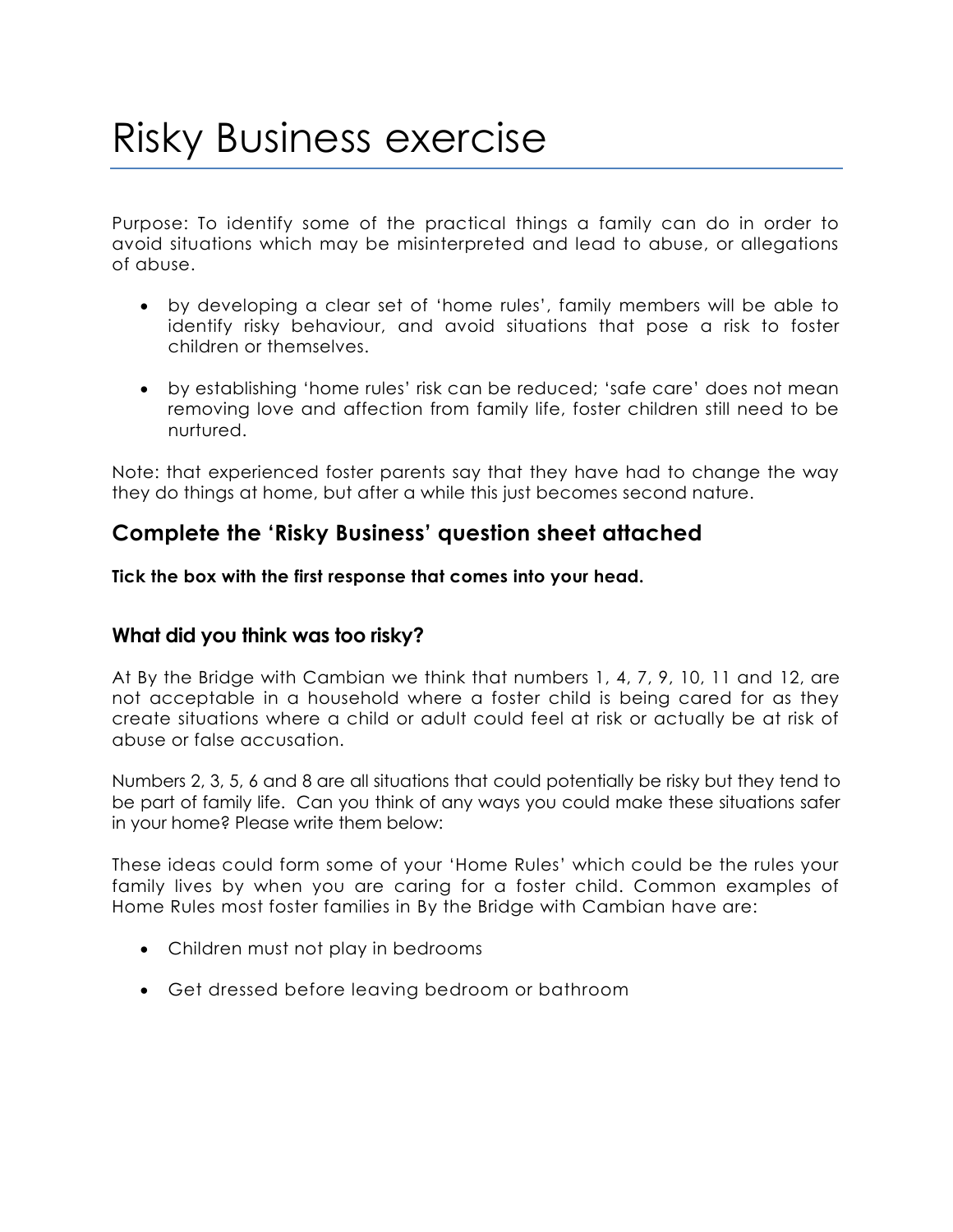# Risky Business exercise

Purpose: To identify some of the practical things a family can do in order to avoid situations which may be misinterpreted and lead to abuse, or allegations of abuse.

- by developing a clear set of 'home rules', family members will be able to identify risky behaviour, and avoid situations that pose a risk to foster children or themselves.
- by establishing 'home rules' risk can be reduced; 'safe care' does not mean removing love and affection from family life, foster children still need to be nurtured.

Note: that experienced foster parents say that they have had to change the way they do things at home, but after a while this just becomes second nature.

## Complete the 'Risky Business' question sheet attached

**Tick the box with the first response that comes into your head.**

### What did you think was too risky?

At By the Bridge with Cambian we think that numbers 1, 4, 7, 9, 10, 11 and 12, are not acceptable in a household where a foster child is being cared for as they create situations where a child or adult could feel at risk or actually be at risk of abuse or false accusation.

Numbers 2, 3, 5, 6 and 8 are all situations that could potentially be risky but they tend to be part of family life. Can you think of any ways you could make these situations safer in your home? Please write them below:

These ideas could form some of your 'Home Rules' which could be the rules your family lives by when you are caring for a foster child. Common examples of Home Rules most foster families in By the Bridge with Cambian have are:

- Children must not play in bedrooms
- Get dressed before leaving bedroom or bathroom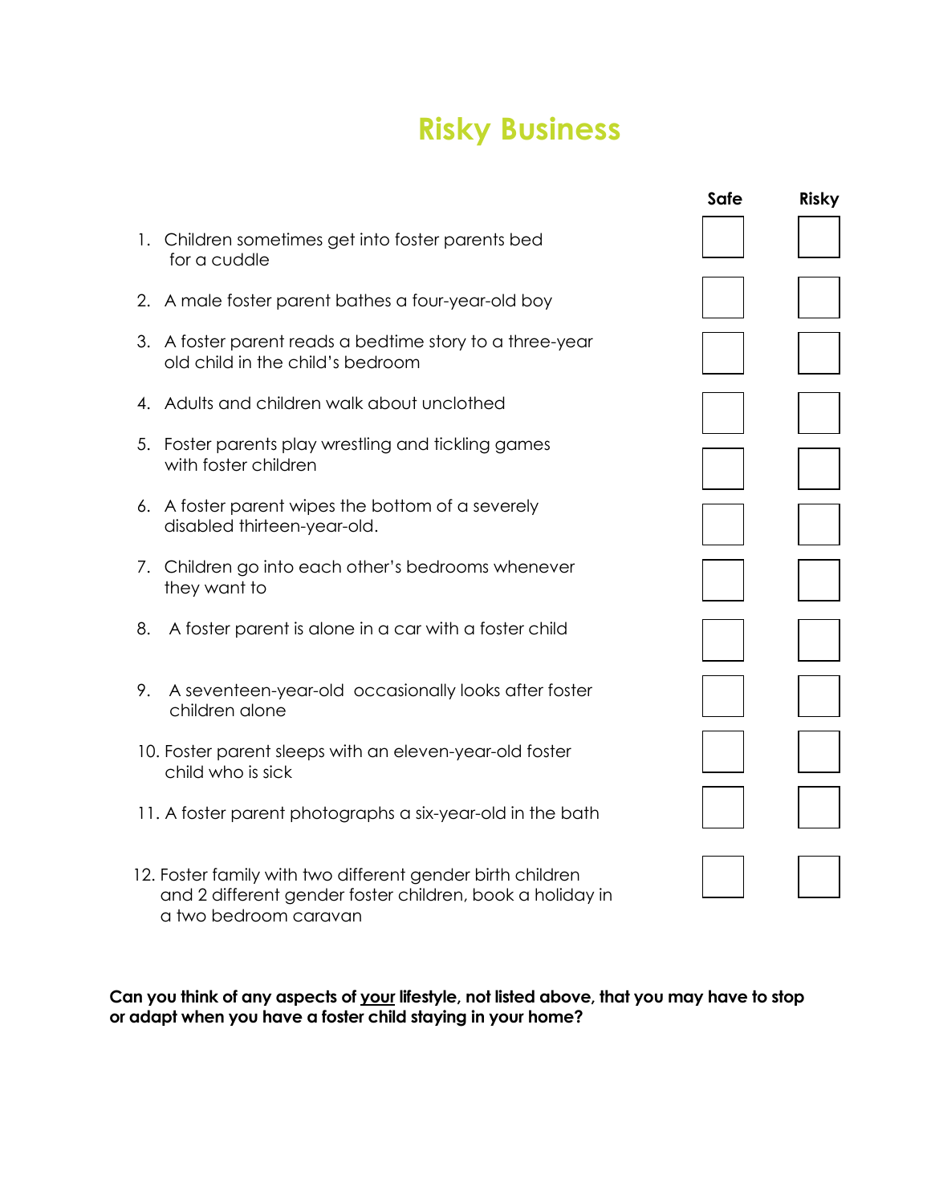# Risky Business

| | Safe | Risky |
|---|---|---|
| 1. Children sometimes get into foster parents bed for a cuddle | ☐ | ☐ |
| 2. A male foster parent bathes a four-year-old boy | ☐ | ☐ |
| 3. A foster parent reads a bedtime story to a three-year old child in the child's bedroom | ☐ | ☐ |
| 4. Adults and children walk about unclothed | ☐ | ☐ |
| 5. Foster parents play wrestling and tickling games with foster children | ☐ | ☐ |
| 6. A foster parent wipes the bottom of a severely disabled thirteen-year-old. | ☐ | ☐ |
| 7. Children go into each other's bedrooms whenever they want to | ☐ | ☐ |
| 8. A foster parent is alone in a car with a foster child | ☐ | ☐ |
| 9. A seventeen-year-old occasionally looks after foster children alone | ☐ | ☐ |
| 10. Foster parent sleeps with an eleven-year-old foster child who is sick | ☐ | ☐ |
| 11. A foster parent photographs a six-year-old in the bath | ☐ | ☐ |
| 12. Foster family with two different gender birth children and 2 different gender foster children, book a holiday in a two bedroom caravan | ☐ | ☐ |

**Can you think of any aspects of <u>your</u> lifestyle, not listed above, that you may have to stop or adapt when you have a foster child staying in your home?**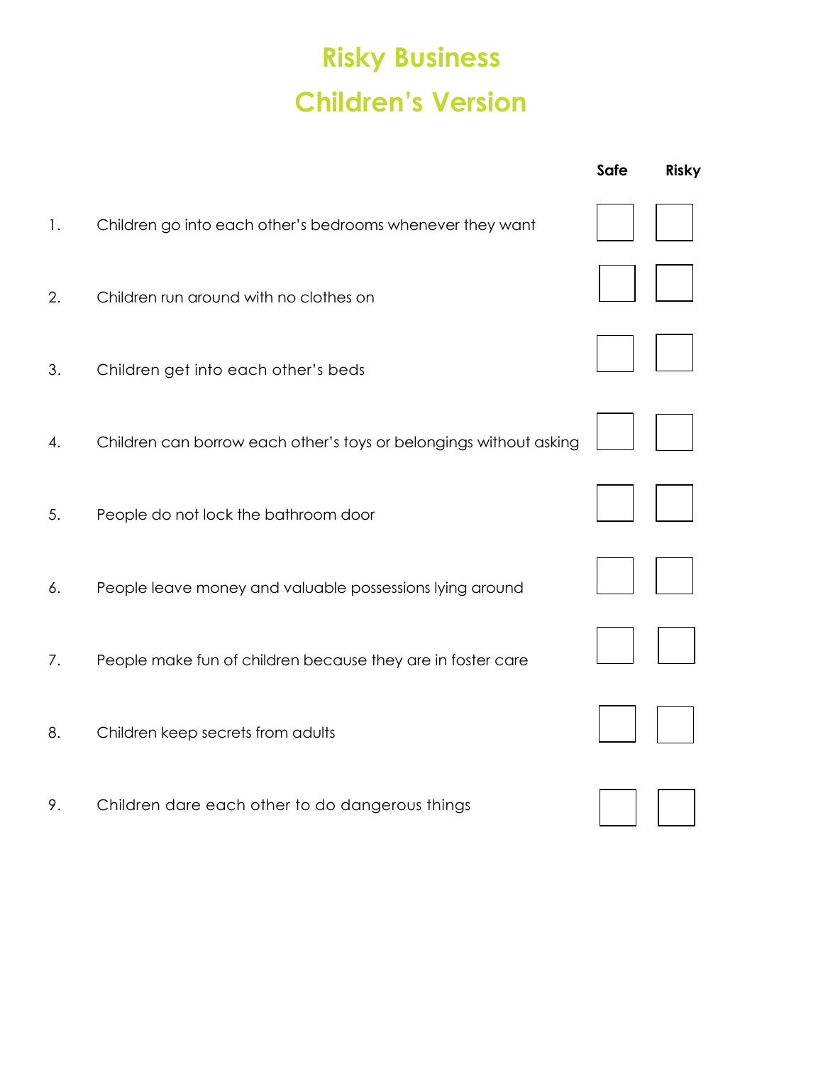# Risky Business

# Children's Version

| | | Safe | Risky |
|---|---|---|---|
| 1. | Children go into each other's bedrooms whenever they want | ☐ | ☐ |
| 2. | Children run around with no clothes on | ☐ | ☐ |
| 3. | Children get into each other's beds | ☐ | ☐ |
| 4. | Children can borrow each other's toys or belongings without asking | ☐ | ☐ |
| 5. | People do not lock the bathroom door | ☐ | ☐ |
| 6. | People leave money and valuable possessions lying around | ☐ | ☐ |
| 7. | People make fun of children because they are in foster care | ☐ | ☐ |
| 8. | Children keep secrets from adults | ☐ | ☐ |
| 9. | Children dare each other to do dangerous things | ☐ | ☐ |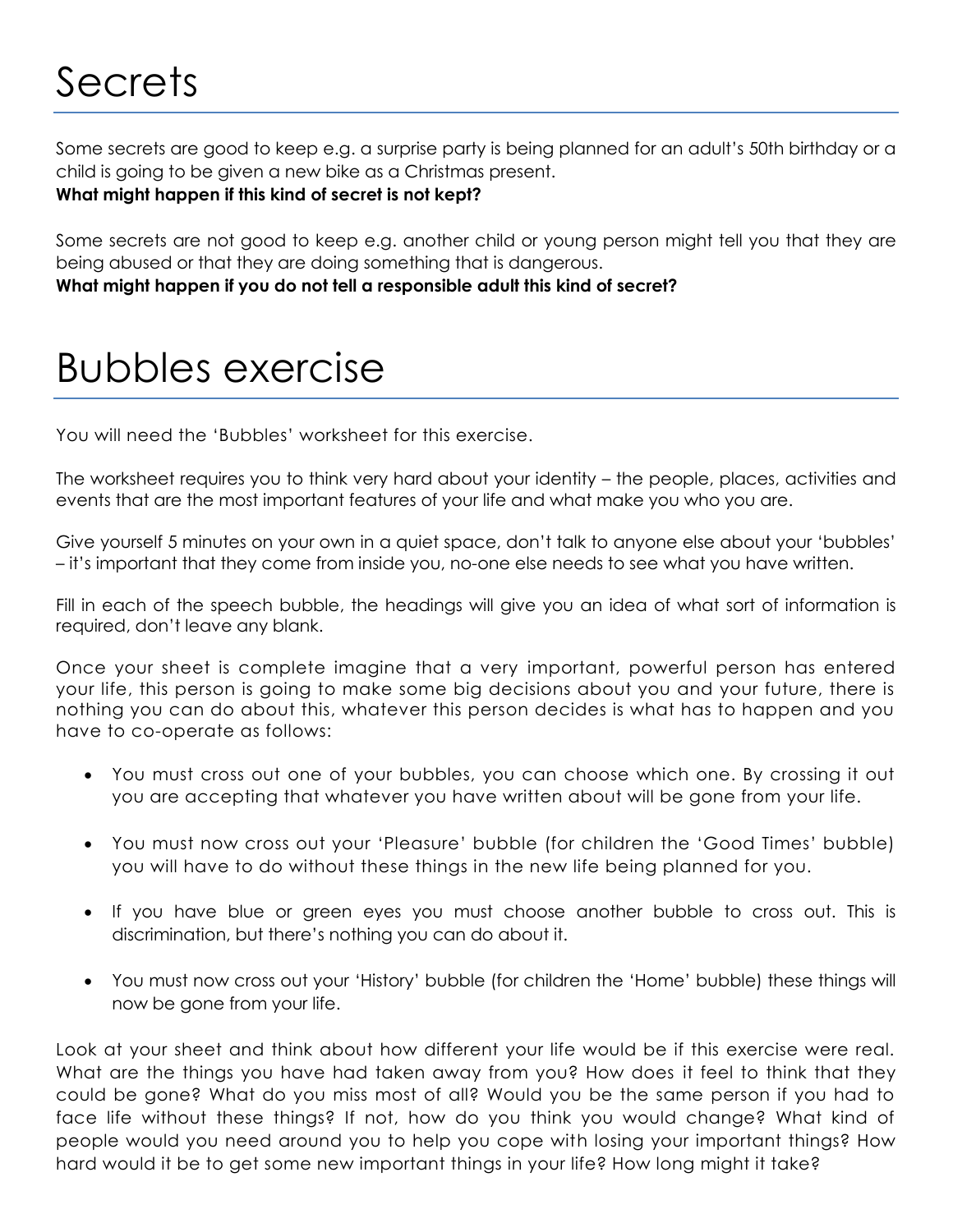# Secrets

Some secrets are good to keep e.g. a surprise party is being planned for an adult's 50th birthday or a child is going to be given a new bike as a Christmas present.
**What might happen if this kind of secret is not kept?**

Some secrets are not good to keep e.g. another child or young person might tell you that they are being abused or that they are doing something that is dangerous.
**What might happen if you do not tell a responsible adult this kind of secret?**

# Bubbles exercise

You will need the 'Bubbles' worksheet for this exercise.

The worksheet requires you to think very hard about your identity – the people, places, activities and events that are the most important features of your life and what make you who you are.

Give yourself 5 minutes on your own in a quiet space, don't talk to anyone else about your 'bubbles' – it's important that they come from inside you, no-one else needs to see what you have written.

Fill in each of the speech bubble, the headings will give you an idea of what sort of information is required, don't leave any blank.

Once your sheet is complete imagine that a very important, powerful person has entered your life, this person is going to make some big decisions about you and your future, there is nothing you can do about this, whatever this person decides is what has to happen and you have to co-operate as follows:

- You must cross out one of your bubbles, you can choose which one. By crossing it out you are accepting that whatever you have written about will be gone from your life.
- You must now cross out your 'Pleasure' bubble (for children the 'Good Times' bubble) you will have to do without these things in the new life being planned for you.
- If you have blue or green eyes you must choose another bubble to cross out. This is discrimination, but there's nothing you can do about it.
- You must now cross out your 'History' bubble (for children the 'Home' bubble) these things will now be gone from your life.

Look at your sheet and think about how different your life would be if this exercise were real. What are the things you have had taken away from you? How does it feel to think that they could be gone? What do you miss most of all? Would you be the same person if you had to face life without these things? If not, how do you think you would change? What kind of people would you need around you to help you cope with losing your important things? How hard would it be to get some new important things in your life? How long might it take?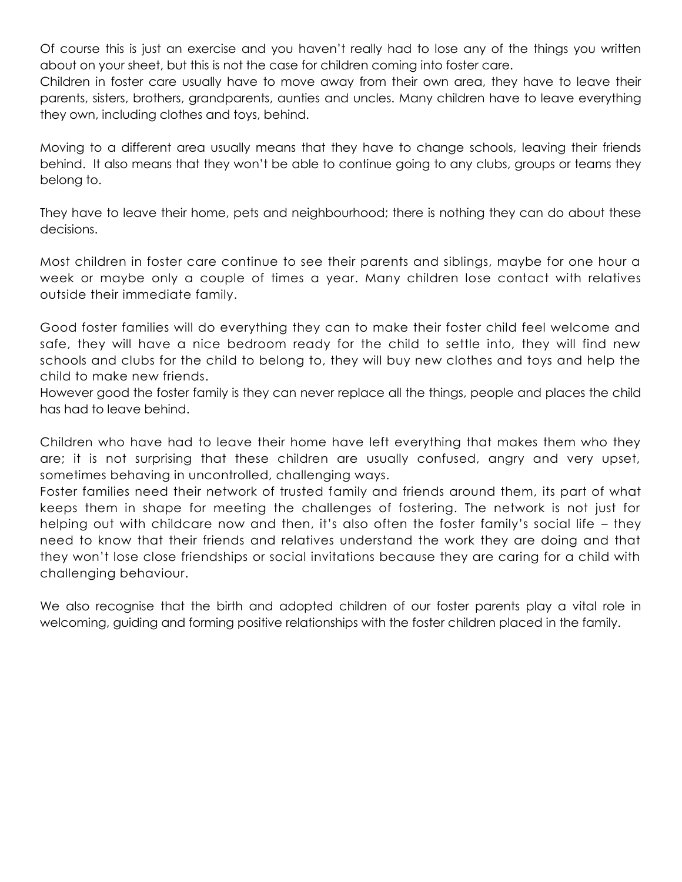Of course this is just an exercise and you haven't really had to lose any of the things you written about on your sheet, but this is not the case for children coming into foster care.
Children in foster care usually have to move away from their own area, they have to leave their parents, sisters, brothers, grandparents, aunties and uncles. Many children have to leave everything they own, including clothes and toys, behind.

Moving to a different area usually means that they have to change schools, leaving their friends behind. It also means that they won't be able to continue going to any clubs, groups or teams they belong to.

They have to leave their home, pets and neighbourhood; there is nothing they can do about these decisions.

Most children in foster care continue to see their parents and siblings, maybe for one hour a week or maybe only a couple of times a year. Many children lose contact with relatives outside their immediate family.

Good foster families will do everything they can to make their foster child feel welcome and safe, they will have a nice bedroom ready for the child to settle into, they will find new schools and clubs for the child to belong to, they will buy new clothes and toys and help the child to make new friends.
However good the foster family is they can never replace all the things, people and places the child has had to leave behind.

Children who have had to leave their home have left everything that makes them who they are; it is not surprising that these children are usually confused, angry and very upset, sometimes behaving in uncontrolled, challenging ways.
Foster families need their network of trusted family and friends around them, its part of what keeps them in shape for meeting the challenges of fostering. The network is not just for helping out with childcare now and then, it's also often the foster family's social life – they need to know that their friends and relatives understand the work they are doing and that they won't lose close friendships or social invitations because they are caring for a child with challenging behaviour.

We also recognise that the birth and adopted children of our foster parents play a vital role in welcoming, guiding and forming positive relationships with the foster children placed in the family.